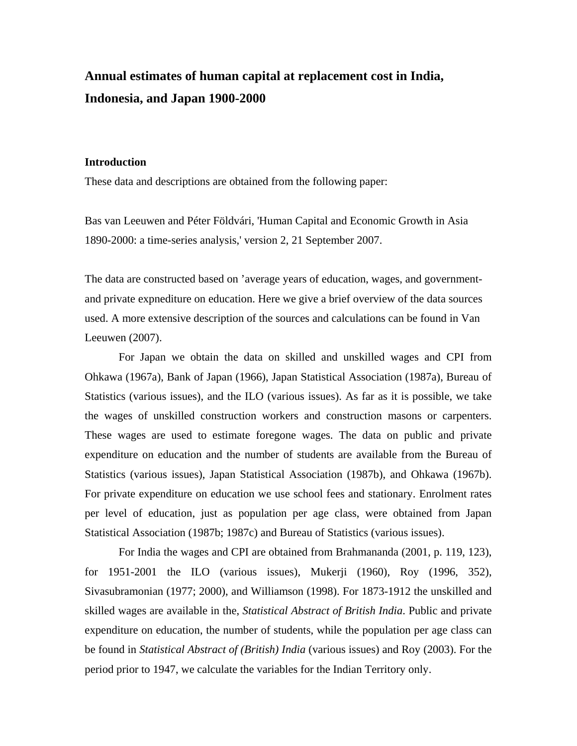# Annual estimates of human capital at replacement cost in India, Indonesia, and Japan 1900-2000

## Introduction

These data and descriptions are obtained from the following paper:

Bas van Leeuwen and Péter Földvári, 'Human Capital and Economic Growth in Asia 1890-2000: a time-series analysis,' version 2, 21 September 2007.

The data are constructed based on ’average years of education, wages, and government- and private expnediture on education. Here we give a brief overview of the data sources used. A more extensive description of the sources and calculations can be found in Van Leeuwen (2007).

For Japan we obtain the data on skilled and unskilled wages and CPI from Ohkawa (1967a), Bank of Japan (1966), Japan Statistical Association (1987a), Bureau of Statistics (various issues), and the ILO (various issues). As far as it is possible, we take the wages of unskilled construction workers and construction masons or carpenters. These wages are used to estimate foregone wages. The data on public and private expenditure on education and the number of students are available from the Bureau of Statistics (various issues), Japan Statistical Association (1987b), and Ohkawa (1967b). For private expenditure on education we use school fees and stationary. Enrolment rates per level of education, just as population per age class, were obtained from Japan Statistical Association (1987b; 1987c) and Bureau of Statistics (various issues).

For India the wages and CPI are obtained from Brahmananda (2001, p. 119, 123), for 1951-2001 the ILO (various issues), Mukerji (1960), Roy (1996, 352), Sivasubramonian (1977; 2000), and Williamson (1998). For 1873-1912 the unskilled and skilled wages are available in the, *Statistical Abstract of British India*. Public and private expenditure on education, the number of students, while the population per age class can be found in *Statistical Abstract of (British) India* (various issues) and Roy (2003). For the period prior to 1947, we calculate the variables for the Indian Territory only.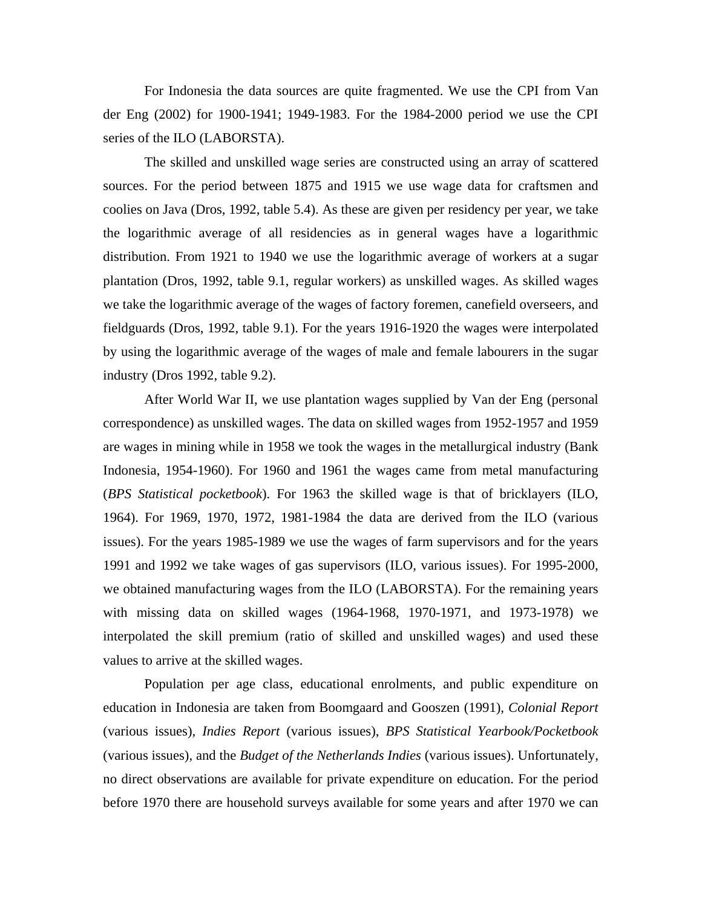For Indonesia the data sources are quite fragmented. We use the CPI from Van der Eng (2002) for 1900-1941; 1949-1983. For the 1984-2000 period we use the CPI series of the ILO (LABORSTA).

The skilled and unskilled wage series are constructed using an array of scattered sources. For the period between 1875 and 1915 we use wage data for craftsmen and coolies on Java (Dros, 1992, table 5.4). As these are given per residency per year, we take the logarithmic average of all residencies as in general wages have a logarithmic distribution. From 1921 to 1940 we use the logarithmic average of workers at a sugar plantation (Dros, 1992, table 9.1, regular workers) as unskilled wages. As skilled wages we take the logarithmic average of the wages of factory foremen, canefield overseers, and fieldguards (Dros, 1992, table 9.1). For the years 1916-1920 the wages were interpolated by using the logarithmic average of the wages of male and female labourers in the sugar industry (Dros 1992, table 9.2).

After World War II, we use plantation wages supplied by Van der Eng (personal correspondence) as unskilled wages. The data on skilled wages from 1952-1957 and 1959 are wages in mining while in 1958 we took the wages in the metallurgical industry (Bank Indonesia, 1954-1960). For 1960 and 1961 the wages came from metal manufacturing (*BPS Statistical pocketbook*). For 1963 the skilled wage is that of bricklayers (ILO, 1964). For 1969, 1970, 1972, 1981-1984 the data are derived from the ILO (various issues). For the years 1985-1989 we use the wages of farm supervisors and for the years 1991 and 1992 we take wages of gas supervisors (ILO, various issues). For 1995-2000, we obtained manufacturing wages from the ILO (LABORSTA). For the remaining years with missing data on skilled wages (1964-1968, 1970-1971, and 1973-1978) we interpolated the skill premium (ratio of skilled and unskilled wages) and used these values to arrive at the skilled wages.

Population per age class, educational enrolments, and public expenditure on education in Indonesia are taken from Boomgaard and Gooszen (1991), *Colonial Report* (various issues), *Indies Report* (various issues), *BPS Statistical Yearbook/Pocketbook* (various issues), and the *Budget of the Netherlands Indies* (various issues). Unfortunately, no direct observations are available for private expenditure on education. For the period before 1970 there are household surveys available for some years and after 1970 we can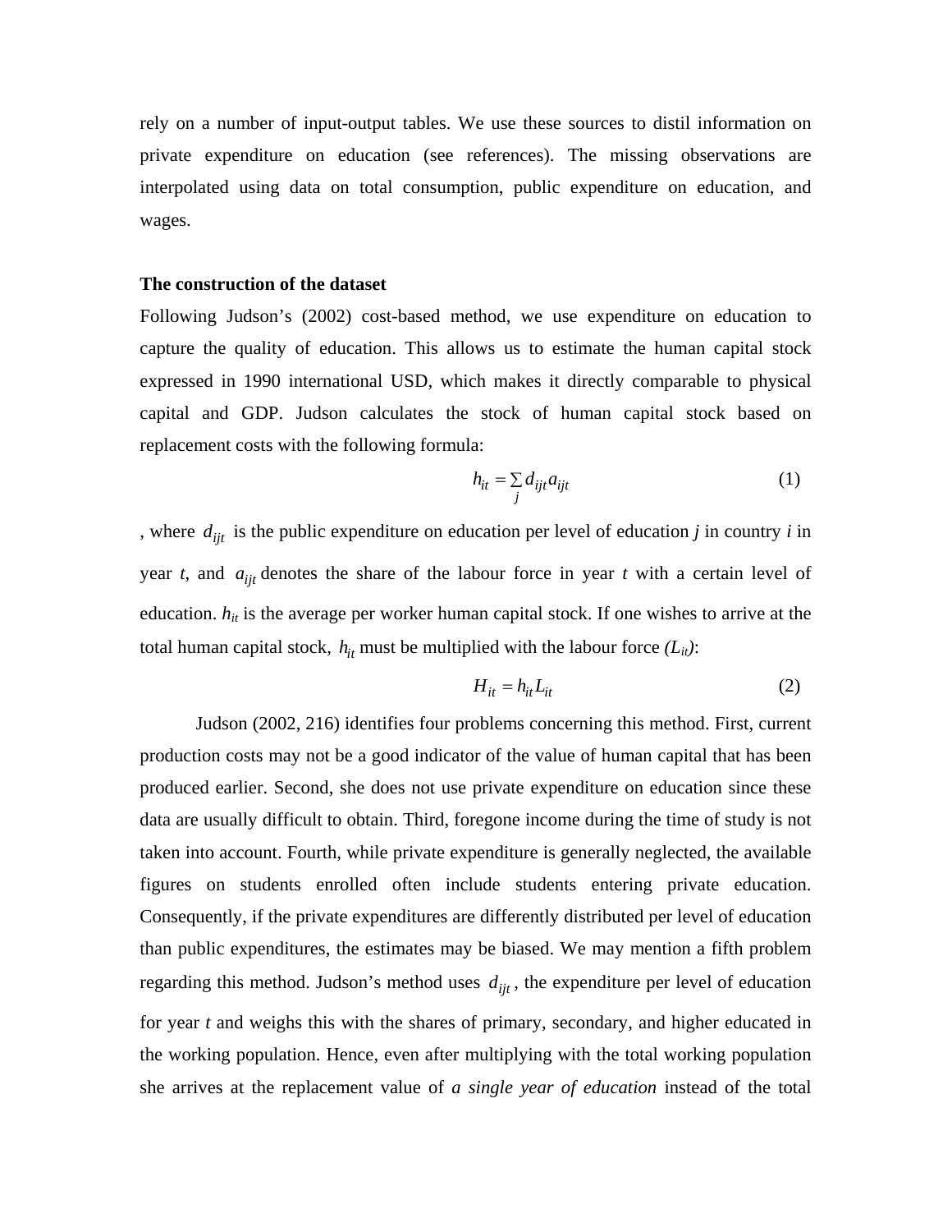rely on a number of input-output tables. We use these sources to distil information on private expenditure on education (see references). The missing observations are interpolated using data on total consumption, public expenditure on education, and wages.

**The construction of the dataset**

Following Judson's (2002) cost-based method, we use expenditure on education to capture the quality of education. This allows us to estimate the human capital stock expressed in 1990 international USD, which makes it directly comparable to physical capital and GDP. Judson calculates the stock of human capital stock based on replacement costs with the following formula:

$$h_{it} = \sum_j d_{ijt} a_{ijt} \tag{1}$$

, where $d_{ijt}$ is the public expenditure on education per level of education *j* in country *i* in year *t*, and $a_{ijt}$ denotes the share of the labour force in year *t* with a certain level of education. $h_{it}$ is the average per worker human capital stock. If one wishes to arrive at the total human capital stock, $h_{it}$ must be multiplied with the labour force $(L_{it})$:

$$H_{it} = h_{it} L_{it} \tag{2}$$

Judson (2002, 216) identifies four problems concerning this method. First, current production costs may not be a good indicator of the value of human capital that has been produced earlier. Second, she does not use private expenditure on education since these data are usually difficult to obtain. Third, foregone income during the time of study is not taken into account. Fourth, while private expenditure is generally neglected, the available figures on students enrolled often include students entering private education. Consequently, if the private expenditures are differently distributed per level of education than public expenditures, the estimates may be biased. We may mention a fifth problem regarding this method. Judson's method uses $d_{ijt}$, the expenditure per level of education for year *t* and weighs this with the shares of primary, secondary, and higher educated in the working population. Hence, even after multiplying with the total working population she arrives at the replacement value of *a single year of education* instead of the total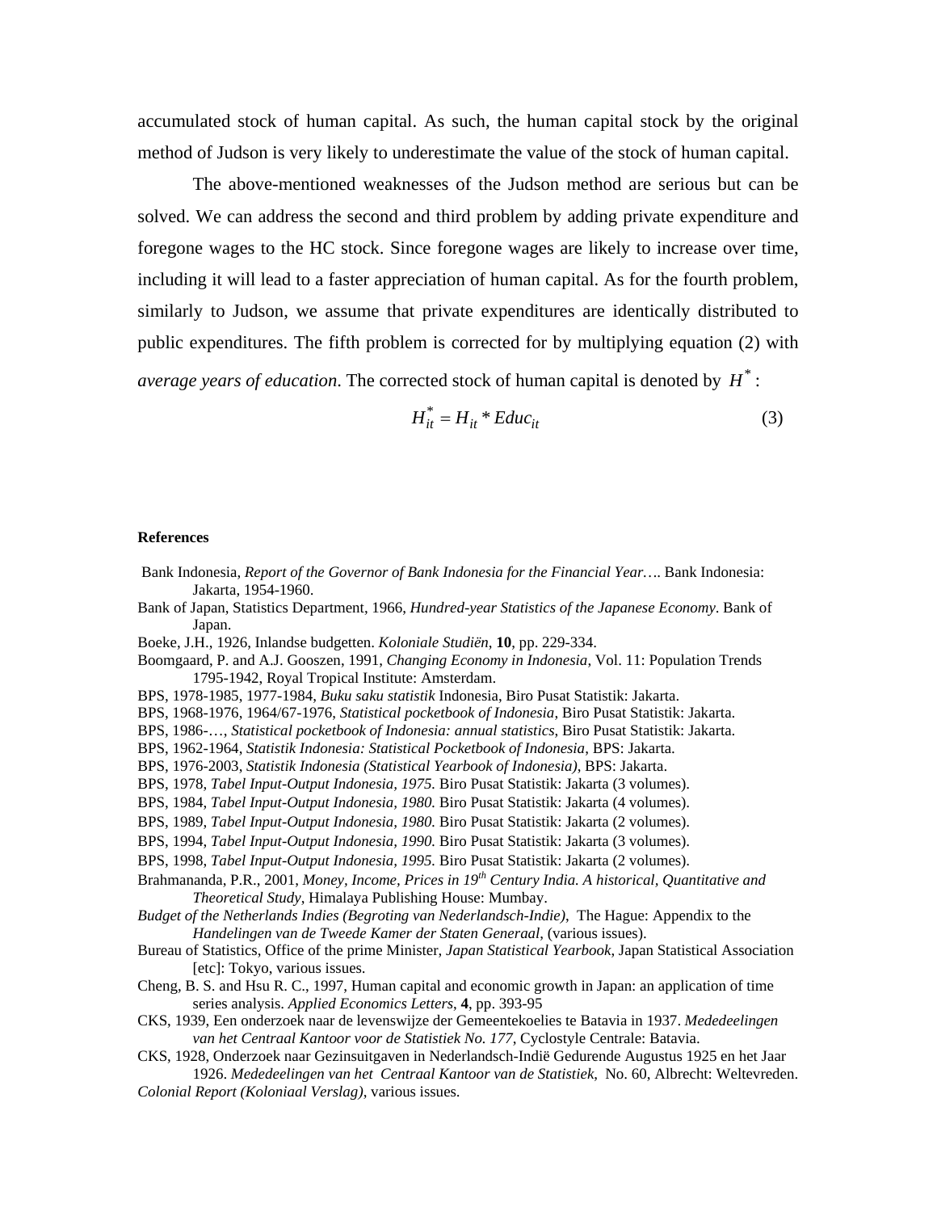accumulated stock of human capital. As such, the human capital stock by the original method of Judson is very likely to underestimate the value of the stock of human capital.

The above-mentioned weaknesses of the Judson method are serious but can be solved. We can address the second and third problem by adding private expenditure and foregone wages to the HC stock. Since foregone wages are likely to increase over time, including it will lead to a faster appreciation of human capital. As for the fourth problem, similarly to Judson, we assume that private expenditures are identically distributed to public expenditures. The fifth problem is corrected for by multiplying equation (2) with *average years of education*. The corrected stock of human capital is denoted by $H^*$ :

$$H_{it}^* = H_{it} * Educ_{it} \tag{3}$$

**References**

Bank Indonesia, *Report of the Governor of Bank Indonesia for the Financial Year….* Bank Indonesia: Jakarta, 1954-1960.

Bank of Japan, Statistics Department, 1966, *Hundred-year Statistics of the Japanese Economy*. Bank of Japan.

Boeke, J.H., 1926, Inlandse budgetten. *Koloniale Studiën*, **10**, pp. 229-334.

Boomgaard, P. and A.J. Gooszen, 1991, *Changing Economy in Indonesia*, Vol. 11: Population Trends 1795-1942, Royal Tropical Institute: Amsterdam.

BPS, 1978-1985, 1977-1984, *Buku saku statistik* Indonesia, Biro Pusat Statistik: Jakarta.

BPS, 1968-1976, 1964/67-1976, *Statistical pocketbook of Indonesia,* Biro Pusat Statistik: Jakarta.

BPS, 1986-…, *Statistical pocketbook of Indonesia: annual statistics*, Biro Pusat Statistik: Jakarta.

BPS, 1962-1964, *Statistik Indonesia: Statistical Pocketbook of Indonesia*, BPS: Jakarta.

BPS, 1976-2003, *Statistik Indonesia (Statistical Yearbook of Indonesia)*, BPS: Jakarta.

BPS, 1978, *Tabel Input-Output Indonesia, 1975.* Biro Pusat Statistik: Jakarta (3 volumes).

BPS, 1984, *Tabel Input-Output Indonesia, 1980.* Biro Pusat Statistik: Jakarta (4 volumes).

BPS, 1989, *Tabel Input-Output Indonesia, 1980.* Biro Pusat Statistik: Jakarta (2 volumes).

BPS, 1994, *Tabel Input-Output Indonesia, 1990.* Biro Pusat Statistik: Jakarta (3 volumes).

BPS, 1998, *Tabel Input-Output Indonesia, 1995.* Biro Pusat Statistik: Jakarta (2 volumes).

Brahmananda, P.R., 2001, *Money, Income, Prices in 19th Century India. A historical, Quantitative and Theoretical Study*, Himalaya Publishing House: Mumbay.

*Budget of the Netherlands Indies (Begroting van Nederlandsch-Indie)*, The Hague: Appendix to the *Handelingen van de Tweede Kamer der Staten Generaal*, (various issues).

Bureau of Statistics, Office of the prime Minister, *Japan Statistical Yearbook*, Japan Statistical Association [etc]: Tokyo, various issues.

Cheng, B. S. and Hsu R. C., 1997, Human capital and economic growth in Japan: an application of time series analysis. *Applied Economics Letters*, **4**, pp. 393-95

CKS, 1939, Een onderzoek naar de levenswijze der Gemeentekoelies te Batavia in 1937. *Mededeelingen van het Centraal Kantoor voor de Statistiek No. 177*, Cyclostyle Centrale: Batavia.

CKS, 1928, Onderzoek naar Gezinsuitgaven in Nederlandsch-Indië Gedurende Augustus 1925 en het Jaar 1926. *Mededeelingen van het Centraal Kantoor van de Statistiek*, No. 60, Albrecht: Weltevreden.

*Colonial Report (Koloniaal Verslag)*, various issues.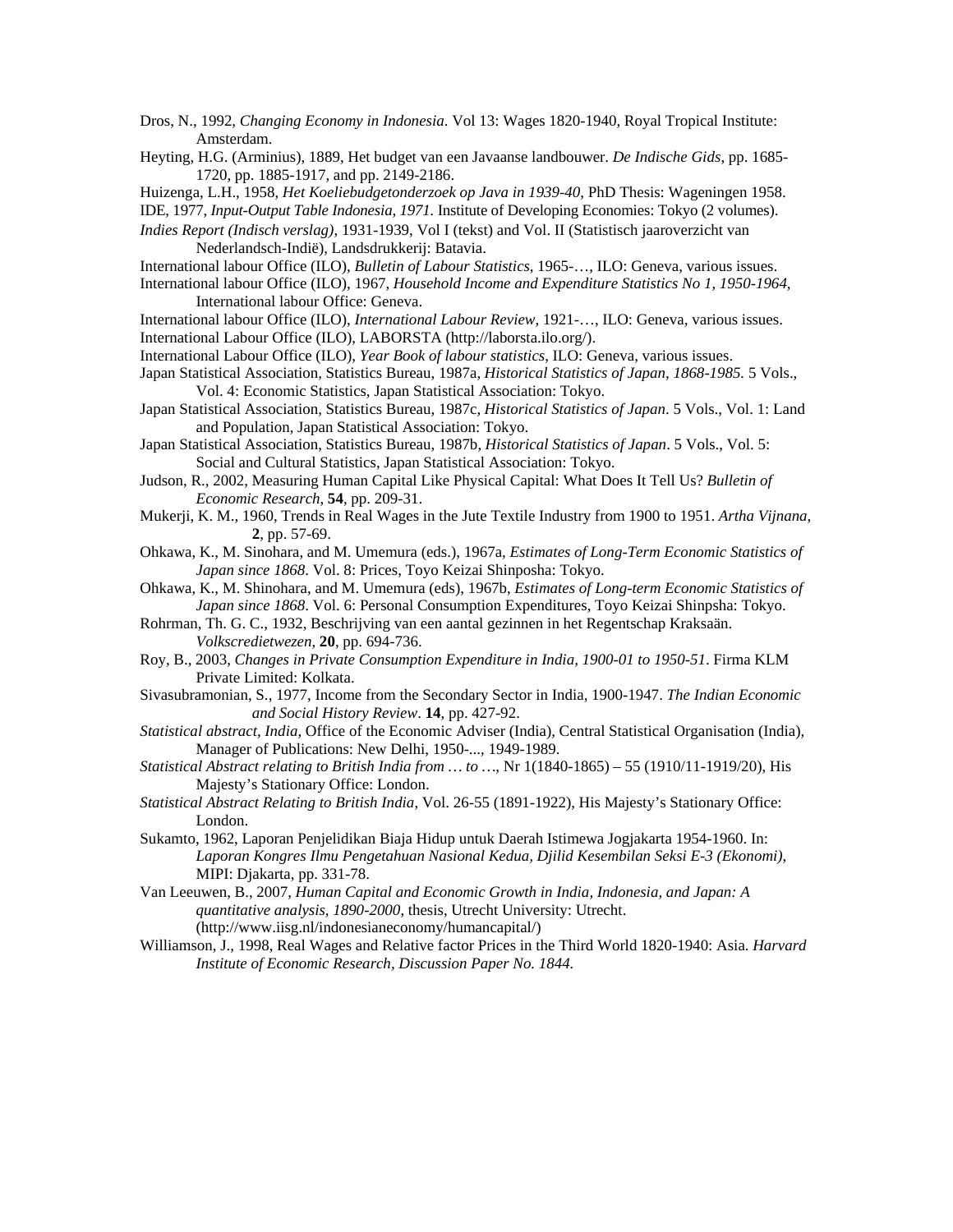Dros, N., 1992, *Changing Economy in Indonesia*. Vol 13: Wages 1820-1940, Royal Tropical Institute: Amsterdam.

Heyting, H.G. (Arminius), 1889, Het budget van een Javaanse landbouwer. *De Indische Gids*, pp. 1685-1720, pp. 1885-1917, and pp. 2149-2186.

Huizenga, L.H., 1958, *Het Koeliebudgetonderzoek op Java in 1939-40*, PhD Thesis: Wageningen 1958.

IDE, 1977, *Input-Output Table Indonesia, 1971*. Institute of Developing Economies: Tokyo (2 volumes).

*Indies Report (Indisch verslag)*, 1931-1939, Vol I (tekst) and Vol. II (Statistisch jaaroverzicht van Nederlandsch-Indië), Landsdrukkerij: Batavia.

International labour Office (ILO), *Bulletin of Labour Statistics*, 1965-…, ILO: Geneva, various issues.

International labour Office (ILO), 1967, *Household Income and Expenditure Statistics No 1, 1950-1964*, International labour Office: Geneva.

International labour Office (ILO), *International Labour Review*, 1921-…, ILO: Geneva, various issues.

International Labour Office (ILO), LABORSTA (http://laborsta.ilo.org/).

International Labour Office (ILO), *Year Book of labour statistics*, ILO: Geneva, various issues.

Japan Statistical Association, Statistics Bureau, 1987a, *Historical Statistics of Japan, 1868-1985*. 5 Vols., Vol. 4: Economic Statistics, Japan Statistical Association: Tokyo.

Japan Statistical Association, Statistics Bureau, 1987c, *Historical Statistics of Japan*. 5 Vols., Vol. 1: Land and Population, Japan Statistical Association: Tokyo.

Japan Statistical Association, Statistics Bureau, 1987b, *Historical Statistics of Japan*. 5 Vols., Vol. 5: Social and Cultural Statistics, Japan Statistical Association: Tokyo.

Judson, R., 2002, Measuring Human Capital Like Physical Capital: What Does It Tell Us? *Bulletin of Economic Research*, **54**, pp. 209-31.

Mukerji, K. M., 1960, Trends in Real Wages in the Jute Textile Industry from 1900 to 1951. *Artha Vijnana*, **2**, pp. 57-69.

Ohkawa, K., M. Sinohara, and M. Umemura (eds.), 1967a, *Estimates of Long-Term Economic Statistics of Japan since 1868*. Vol. 8: Prices, Toyo Keizai Shinposha: Tokyo.

Ohkawa, K., M. Shinohara, and M. Umemura (eds), 1967b, *Estimates of Long-term Economic Statistics of Japan since 1868*. Vol. 6: Personal Consumption Expenditures, Toyo Keizai Shinpsha: Tokyo.

Rohrman, Th. G. C., 1932, Beschrijving van een aantal gezinnen in het Regentschap Kraksaän. *Volkscredietwezen*, **20**, pp. 694-736.

Roy, B., 2003, *Changes in Private Consumption Expenditure in India, 1900-01 to 1950-51*. Firma KLM Private Limited: Kolkata.

Sivasubramonian, S., 1977, Income from the Secondary Sector in India, 1900-1947. *The Indian Economic and Social History Review*. **14**, pp. 427-92.

*Statistical abstract, India*, Office of the Economic Adviser (India), Central Statistical Organisation (India), Manager of Publications: New Delhi, 1950-..., 1949-1989.

*Statistical Abstract relating to British India from … to …*, Nr 1(1840-1865) – 55 (1910/11-1919/20), His Majesty's Stationary Office: London.

*Statistical Abstract Relating to British India*, Vol. 26-55 (1891-1922), His Majesty's Stationary Office: London.

Sukamto, 1962, Laporan Penjelidikan Biaja Hidup untuk Daerah Istimewa Jogjakarta 1954-1960. In: *Laporan Kongres Ilmu Pengetahuan Nasional Kedua, Djilid Kesembilan Seksi E-3 (Ekonomi)*, MIPI: Djakarta, pp. 331-78.

Van Leeuwen, B., 2007, *Human Capital and Economic Growth in India, Indonesia, and Japan: A quantitative analysis, 1890-2000*, thesis, Utrecht University: Utrecht. (http://www.iisg.nl/indonesianeconomy/humancapital/)

Williamson, J., 1998, Real Wages and Relative factor Prices in the Third World 1820-1940: Asia. *Harvard Institute of Economic Research, Discussion Paper No. 1844.*